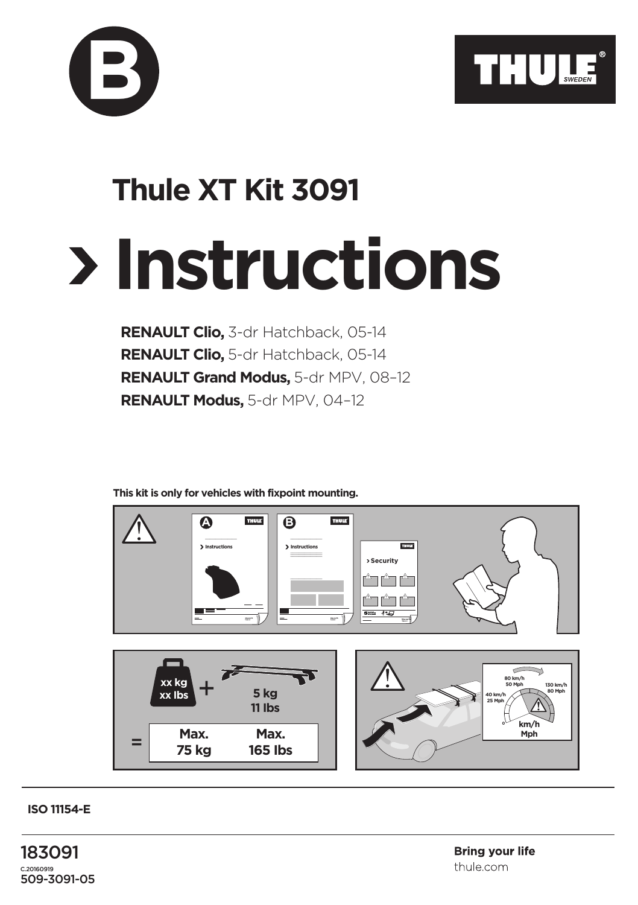# Thule XT Kit 3091

# Instructions

**RENAULT Clio,** 3-dr Hatchback, 05-14
**RENAULT Clio,** 5-dr Hatchback, 05-14
**RENAULT Grand Modus,** 5-dr MPV, 08–12
**RENAULT Modus,** 5-dr MPV, 04–12

**This kit is only for vehicles with fixpoint mounting.**

xx kg
xx lbs
+
5 kg
11 lbs

= **Max. 75 kg** **Max. 165 lbs**

80 km/h 50 Mph
40 km/h 25 Mph
130 km/h 80 Mph
km/h Mph

**ISO 11154-E**

183091
C.20160919
509-3091-05

**Bring your life**
thule.com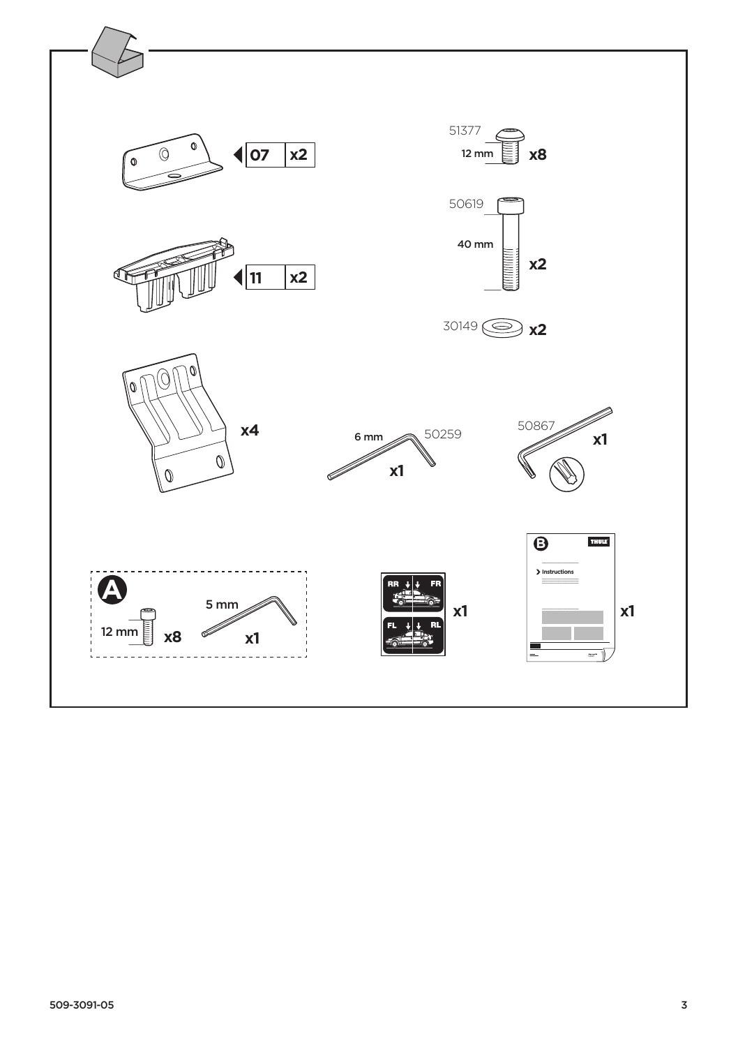07 x2

11 x2

x4

51377
12 mm x8

50619
40 mm x2

30149 x2

6 mm 50259
x1

50867
x1

A
12 mm x8
5 mm x1

RR FR
FL RL
x1

B
THULE
Instructions
x1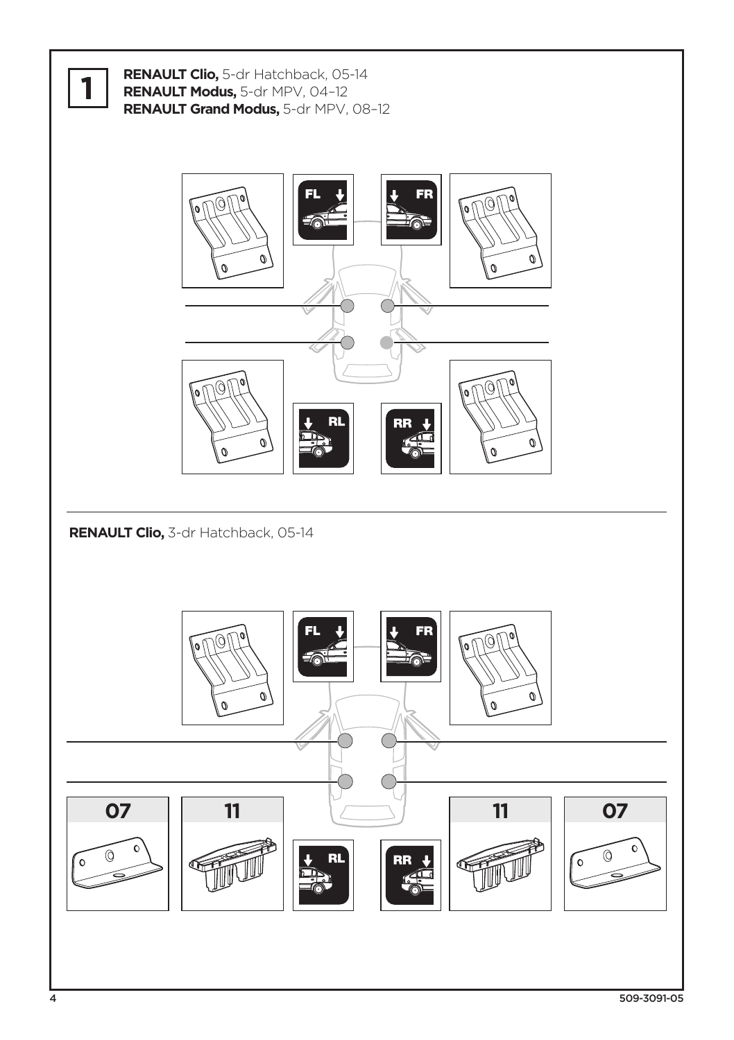**1**

**RENAULT Clio,** 5-dr Hatchback, 05-14
**RENAULT Modus,** 5-dr MPV, 04–12
**RENAULT Grand Modus,** 5-dr MPV, 08–12

FL FR

RL RR

**RENAULT Clio,** 3-dr Hatchback, 05-14

FL FR

**07** **11** RL RR **11** **07**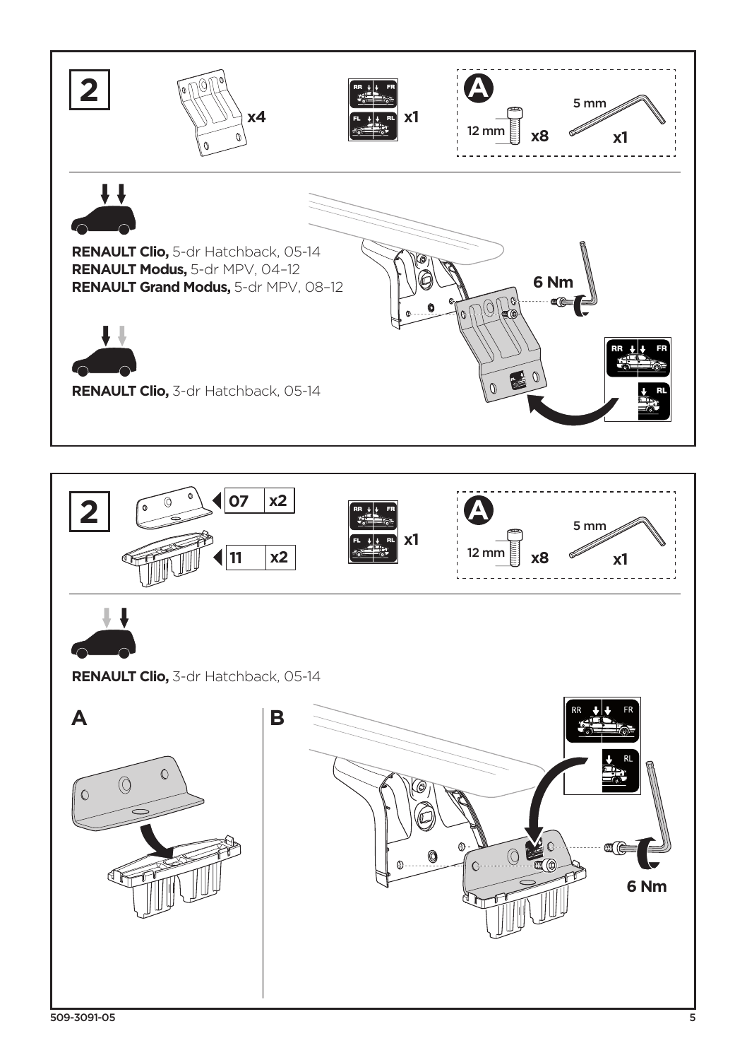## 2

x4

x1

**A**

12 mm x8

5 mm x1

**RENAULT Clio,** 5-dr Hatchback, 05-14
**RENAULT Modus,** 5-dr MPV, 04–12
**RENAULT Grand Modus,** 5-dr MPV, 08–12

**RENAULT Clio,** 3-dr Hatchback, 05-14

**6 Nm**

---

## 2

| 07 | x2 |
|---|---|
| 11 | x2 |

x1

**A**

12 mm x8

5 mm x1

**RENAULT Clio,** 3-dr Hatchback, 05-14

**A**

**B**

**6 Nm**

509-3091-05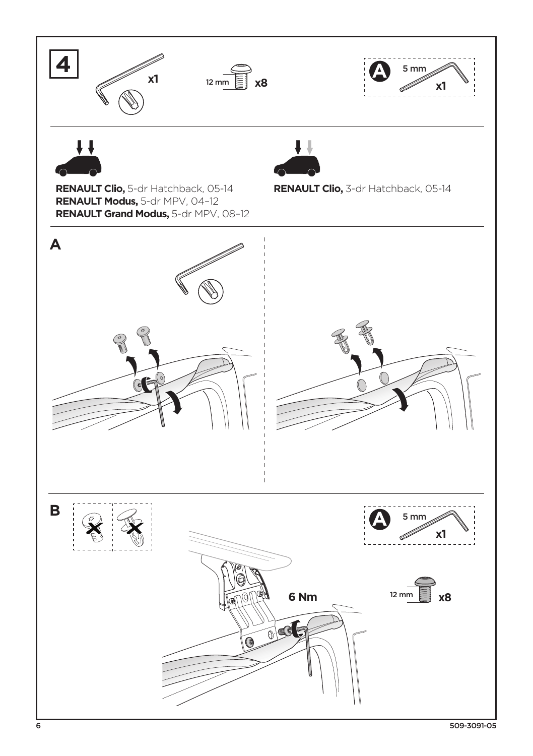# 4

x1

12 mm x8

**A** 5 mm x1

**RENAULT Clio,** 5-dr Hatchback, 05-14
**RENAULT Modus,** 5-dr MPV, 04–12
**RENAULT Grand Modus,** 5-dr MPV, 08–12

**RENAULT Clio,** 3-dr Hatchback, 05-14

## A

## B

**A** 5 mm x1

6 Nm

12 mm x8

509-3091-05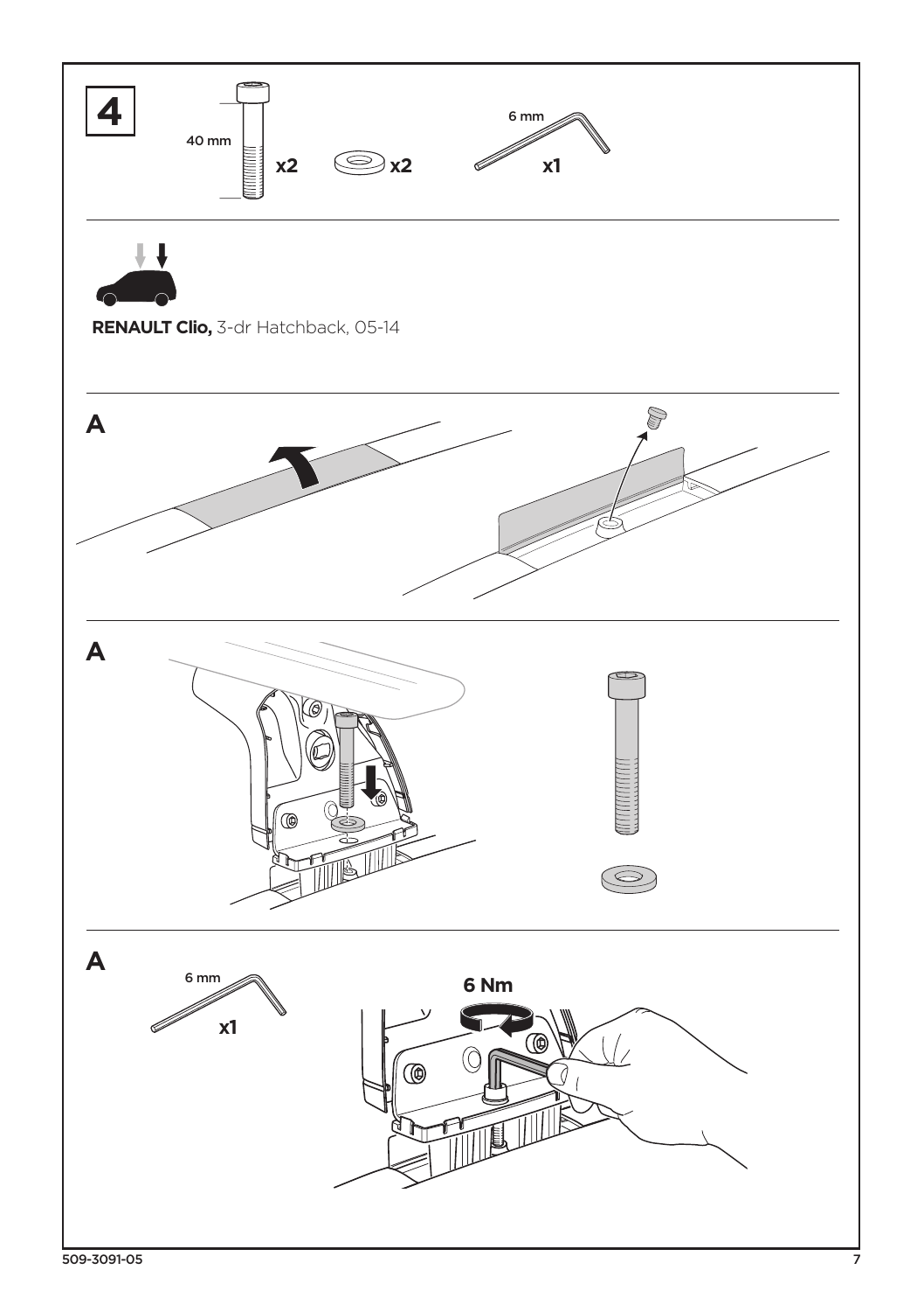# 4

40 mm x2

x2

6 mm x1

**RENAULT Clio,** 3-dr Hatchback, 05-14

**A**

**A**

**A**

6 mm x1

**6 Nm**

509-3091-05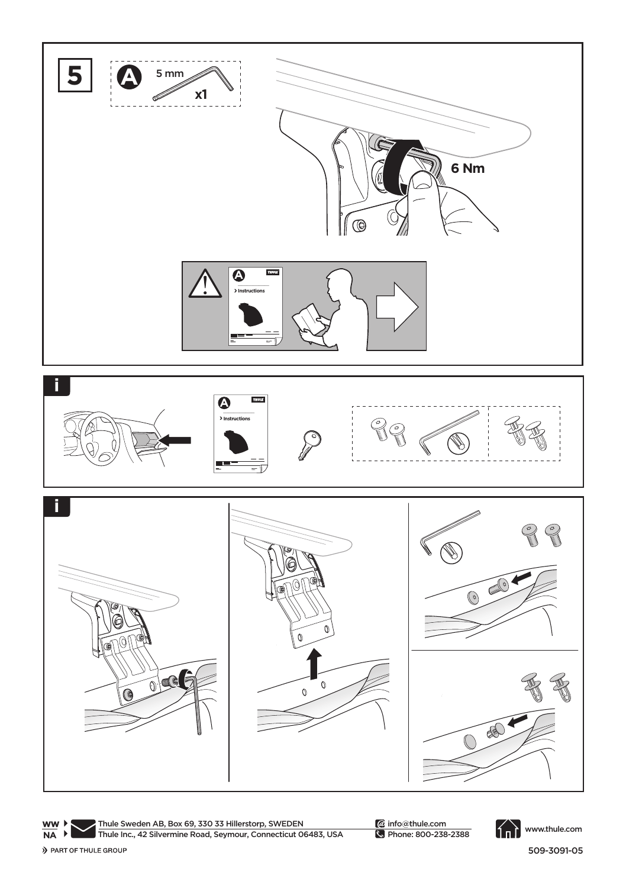5

A 5 mm x1

6 Nm

A
> Instructions

i

A
> Instructions

i

WW ▶ Thule Sweden AB, Box 69, 330 33 Hillerstorp, SWEDEN
NA ▶ Thule Inc., 42 Silvermine Road, Seymour, Connecticut 06483, USA

info@thule.com
Phone: 800-238-2388

www.thule.com

» PART OF THULE GROUP

509-3091-05